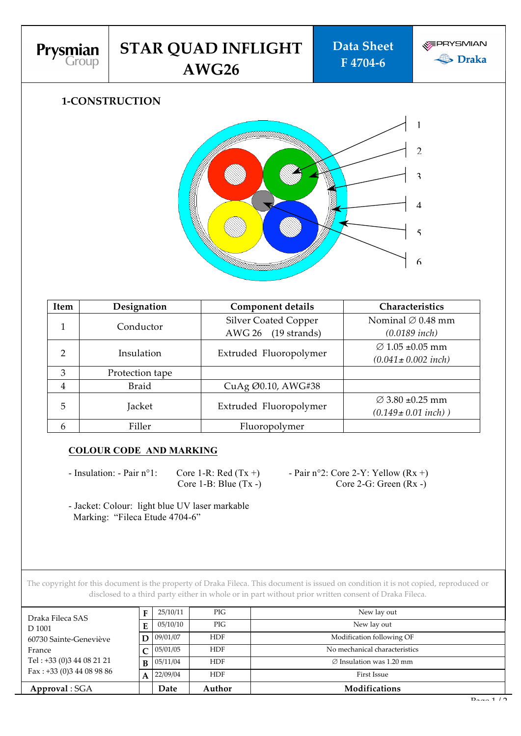Prysmian Group

# STAR QUAD INFLIGHT AWG26

**Data Sheet F 4704-6**

PRYSMIAN Draka

## 1-CONSTRUCTION

1
2
3
4
5
6

| Item | Designation | Component details | Characteristics |
|---|---|---|---|
| 1 | Conductor | Silver Coated Copper AWG 26 (19 strands) | Nominal ∅ 0.48 mm *(0.0189 inch)* |
| 2 | Insulation | Extruded Fluoropolymer | ∅ 1.05 ±0.05 mm *(0.041± 0.002 inch)* |
| 3 | Protection tape | | |
| 4 | Braid | CuAg Ø0.10, AWG#38 | |
| 5 | Jacket | Extruded Fluoropolymer | ∅ 3.80 ±0.25 mm *(0.149± 0.01 inch) )* |
| 6 | Filler | Fluoropolymer | |

### COLOUR CODE AND MARKING

- Insulation: - Pair n°1: Core 1-R: Red (Tx +)
  Core 1-B: Blue (Tx -)
- Pair n°2: Core 2-Y: Yellow (Rx +)
  Core 2-G: Green (Rx -)

- Jacket: Colour: light blue UV laser markable
  Marking: "Fileca Etude 4704-6"

The copyright for this document is the property of Draka Fileca. This document is issued on condition it is not copied, reproduced or disclosed to a third party either in whole or in part without prior written consent of Draka Fileca.

Draka Fileca SAS
D 1001
60730 Sainte-Geneviève
France
Tel : +33 (0)3 44 08 21 21
Fax : +33 (0)3 44 08 98 86

| | Date | Author | Modifications |
|---|---|---|---|
| F | 25/10/11 | PIG | New lay out |
| E | 05/10/10 | PIG | New lay out |
| D | 09/01/07 | HDF | Modification following OF |
| C | 05/01/05 | HDF | No mechanical characteristics |
| B | 05/11/04 | HDF | ∅ Insulation was 1.20 mm |
| A | 22/09/04 | HDF | First Issue |

**Approval** : SGA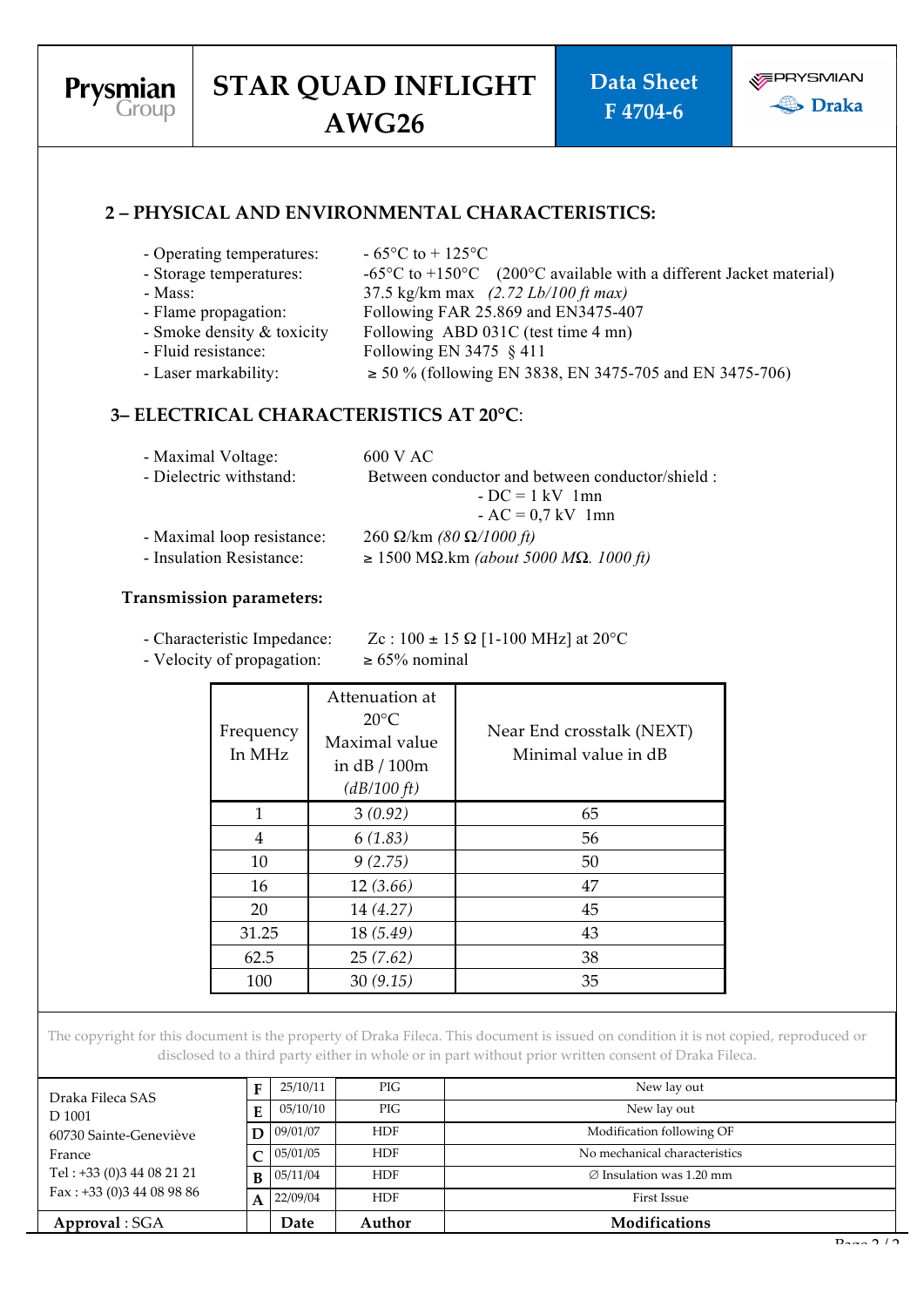| Prysmian Group | STAR QUAD INFLIGHT AWG26 | Data Sheet F 4704-6 | PRYSMIAN Draka |
|---|---|---|---|

## 2 – PHYSICAL AND ENVIRONMENTAL CHARACTERISTICS:

- Operating temperatures: - 65°C to + 125°C
- Storage temperatures: -65°C to +150°C (200°C available with a different Jacket material)
- Mass: 37.5 kg/km max *(2.72 Lb/100 ft max)*
- Flame propagation: Following FAR 25.869 and EN3475-407
- Smoke density & toxicity Following ABD 031C (test time 4 mn)
- Fluid resistance: Following EN 3475 § 411
- Laser markability: ≥ 50 % (following EN 3838, EN 3475-705 and EN 3475-706)

## 3– ELECTRICAL CHARACTERISTICS AT 20°C:

- Maximal Voltage: 600 V AC
- Dielectric withstand: Between conductor and between conductor/shield :
  - DC = 1 kV 1mn
  - AC = 0,7 kV 1mn
- Maximal loop resistance: 260 Ω/km *(80 Ω/1000 ft)*
- Insulation Resistance: ≥ 1500 MΩ.km *(about 5000 MΩ. 1000 ft)*

### Transmission parameters:

- Characteristic Impedance: Zc : 100 ± 15 Ω [1-100 MHz] at 20°C
- Velocity of propagation: ≥ 65% nominal

| Frequency In MHz | Attenuation at 20°C Maximal value in dB / 100m *(dB/100 ft)* | Near End crosstalk (NEXT) Minimal value in dB |
|---|---|---|
| 1 | 3 *(0.92)* | 65 |
| 4 | 6 *(1.83)* | 56 |
| 10 | 9 *(2.75)* | 50 |
| 16 | 12 *(3.66)* | 47 |
| 20 | 14 *(4.27)* | 45 |
| 31.25 | 18 *(5.49)* | 43 |
| 62.5 | 25 *(7.62)* | 38 |
| 100 | 30 *(9.15)* | 35 |

The copyright for this document is the property of Draka Fileca. This document is issued on condition it is not copied, reproduced or disclosed to a third party either in whole or in part without prior written consent of Draka Fileca.

Draka Fileca SAS
D 1001
60730 Sainte-Geneviève
France
Tel : +33 (0)3 44 08 21 21
Fax : +33 (0)3 44 08 98 86

| | Date | Author | Modifications |
|---|---|---|---|
| F | 25/10/11 | PIG | New lay out |
| E | 05/10/10 | PIG | New lay out |
| D | 09/01/07 | HDF | Modification following OF |
| C | 05/01/05 | HDF | No mechanical characteristics |
| B | 05/11/04 | HDF | ∅ Insulation was 1.20 mm |
| A | 22/09/04 | HDF | First Issue |

**Approval** : SGA